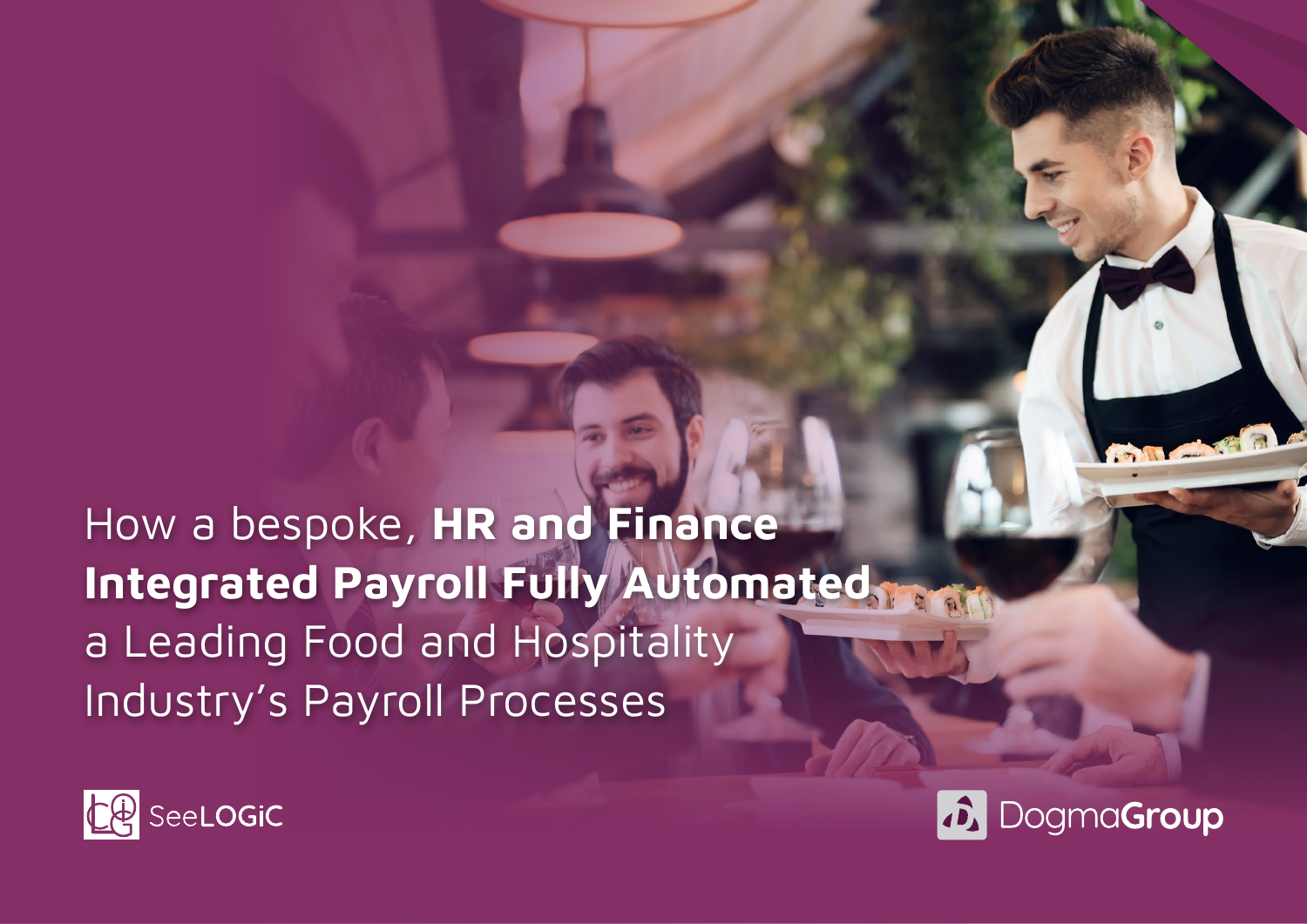# How a bespoke, **HR and Finance Integrated Payroll Fully Automated** a Leading Food and Hospitality Industry's Payroll Processes

SeeLOGiC

DogmaGroup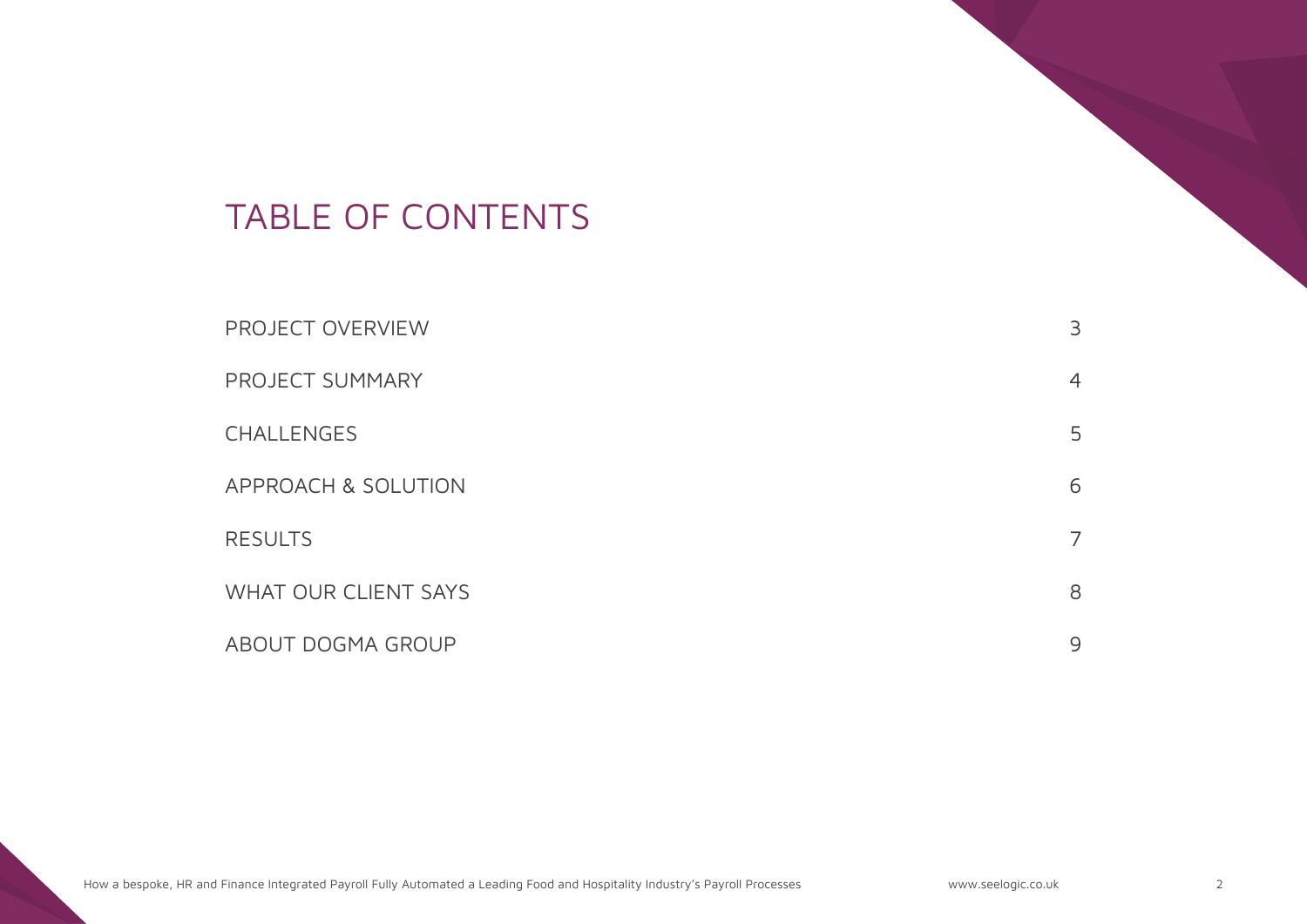# TABLE OF CONTENTS

| | |
|---|---|
| PROJECT OVERVIEW | 3 |
| PROJECT SUMMARY | 4 |
| CHALLENGES | 5 |
| APPROACH & SOLUTION | 6 |
| RESULTS | 7 |
| WHAT OUR CLIENT SAYS | 8 |
| ABOUT DOGMA GROUP | 9 |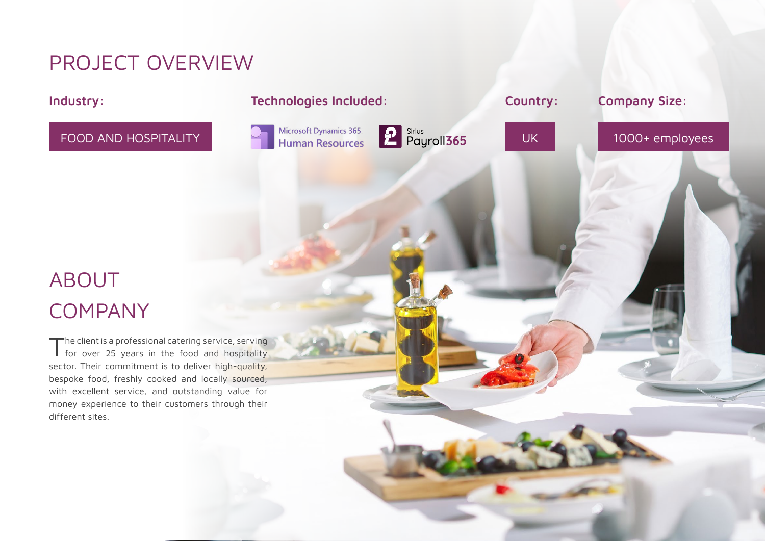# PROJECT OVERVIEW

**Industry:**

FOOD AND HOSPITALITY

**Technologies Included:**

Microsoft Dynamics 365 Human Resources

Sirius Payroll365

**Country:**

UK

**Company Size:**

1000+ employees

# ABOUT COMPANY

The client is a professional catering service, serving for over 25 years in the food and hospitality sector. Their commitment is to deliver high-quality, bespoke food, freshly cooked and locally sourced, with excellent service, and outstanding value for money experience to their customers through their different sites.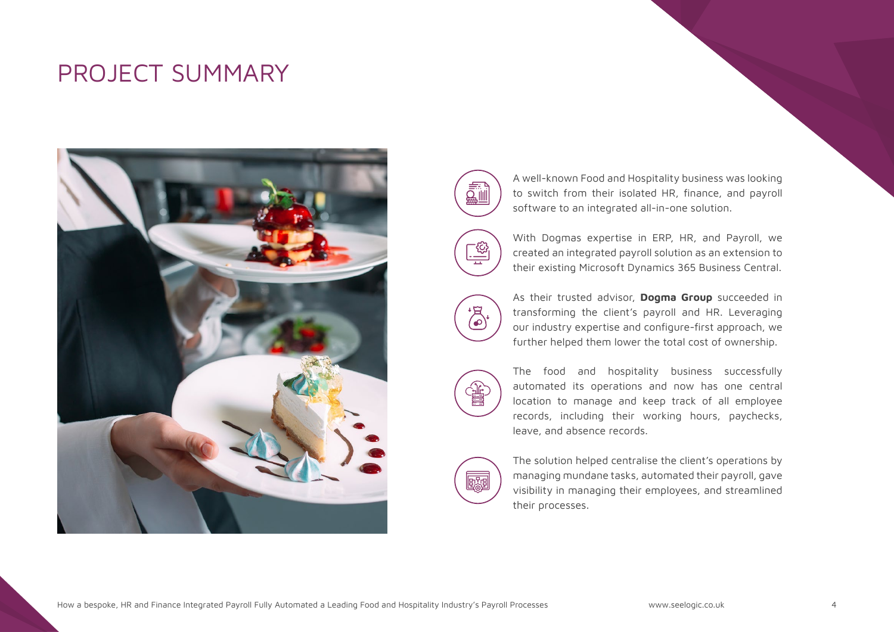# PROJECT SUMMARY

A well-known Food and Hospitality business was looking to switch from their isolated HR, finance, and payroll software to an integrated all-in-one solution.

With Dogmas expertise in ERP, HR, and Payroll, we created an integrated payroll solution as an extension to their existing Microsoft Dynamics 365 Business Central.

As their trusted advisor, **Dogma Group** succeeded in transforming the client's payroll and HR. Leveraging our industry expertise and configure-first approach, we further helped them lower the total cost of ownership.

The food and hospitality business successfully automated its operations and now has one central location to manage and keep track of all employee records, including their working hours, paychecks, leave, and absence records.

The solution helped centralise the client's operations by managing mundane tasks, automated their payroll, gave visibility in managing their employees, and streamlined their processes.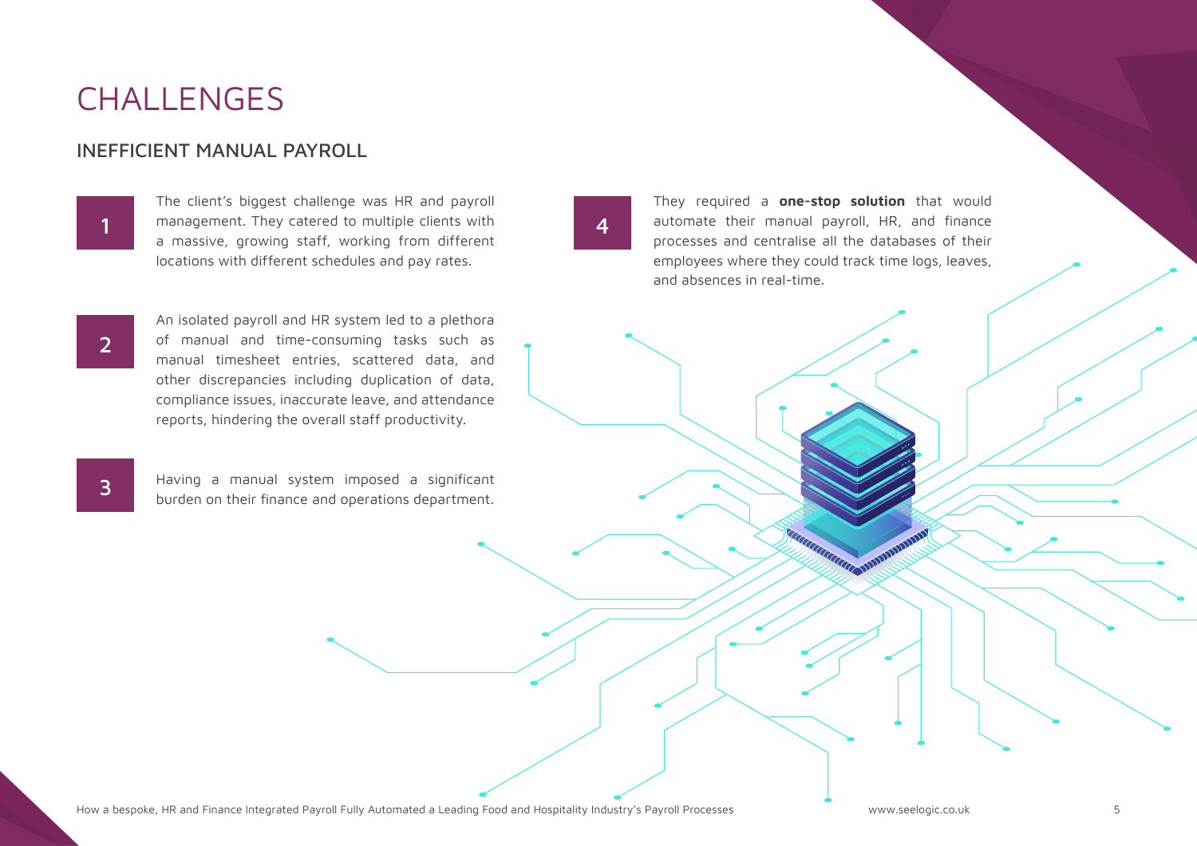# CHALLENGES

## INEFFICIENT MANUAL PAYROLL

1. The client's biggest challenge was HR and payroll management. They catered to multiple clients with a massive, growing staff, working from different locations with different schedules and pay rates.

2. An isolated payroll and HR system led to a plethora of manual and time-consuming tasks such as manual timesheet entries, scattered data, and other discrepancies including duplication of data, compliance issues, inaccurate leave, and attendance reports, hindering the overall staff productivity.

3. Having a manual system imposed a significant burden on their finance and operations department.

4. They required a **one-stop solution** that would automate their manual payroll, HR, and finance processes and centralise all the databases of their employees where they could track time logs, leaves, and absences in real-time.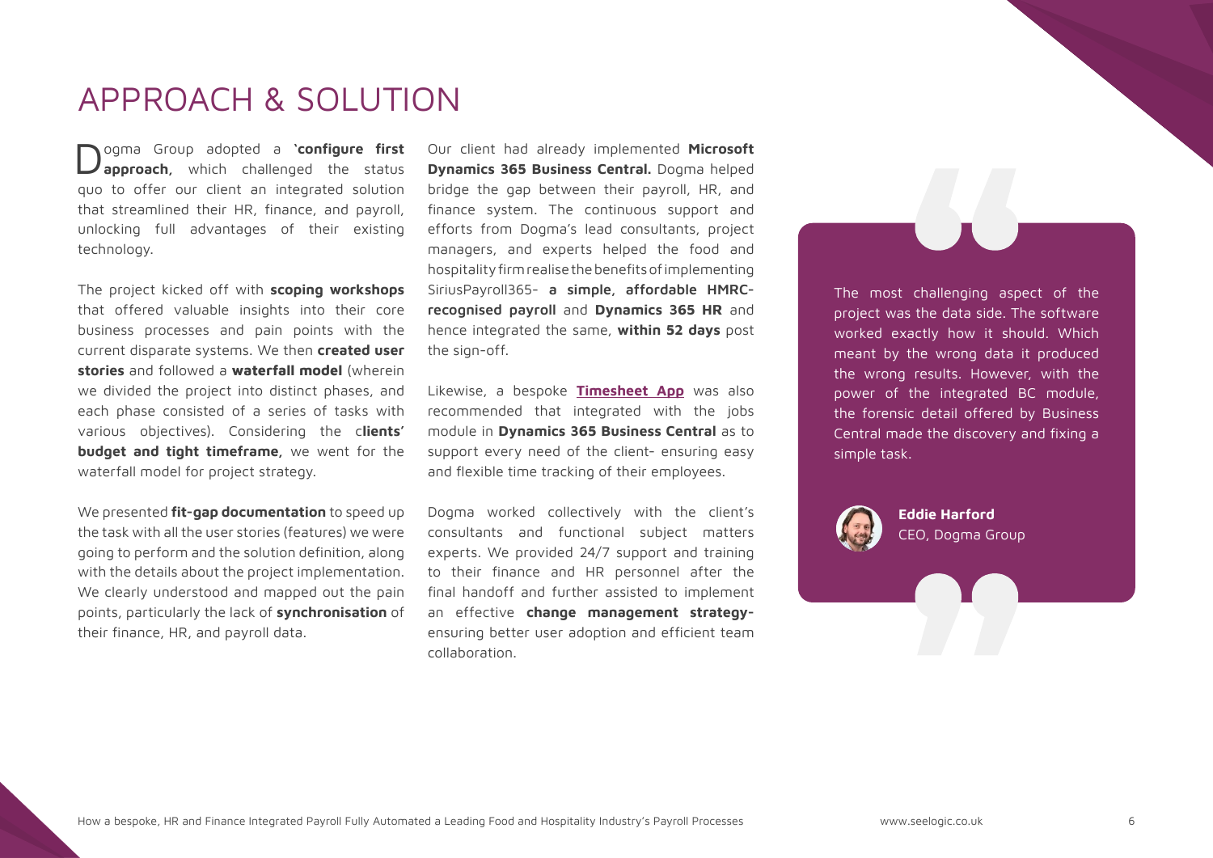# APPROACH & SOLUTION

Dogma Group adopted a **'configure first approach,** which challenged the status quo to offer our client an integrated solution that streamlined their HR, finance, and payroll, unlocking full advantages of their existing technology.

The project kicked off with **scoping workshops** that offered valuable insights into their core business processes and pain points with the current disparate systems. We then **created user stories** and followed a **waterfall model** (wherein we divided the project into distinct phases, and each phase consisted of a series of tasks with various objectives). Considering the c**lients' budget and tight timeframe,** we went for the waterfall model for project strategy.

We presented **fit-gap documentation** to speed up the task with all the user stories (features) we were going to perform and the solution definition, along with the details about the project implementation. We clearly understood and mapped out the pain points, particularly the lack of **synchronisation** of their finance, HR, and payroll data.

Our client had already implemented **Microsoft Dynamics 365 Business Central.** Dogma helped bridge the gap between their payroll, HR, and finance system. The continuous support and efforts from Dogma's lead consultants, project managers, and experts helped the food and hospitality firm realise the benefits of implementing SiriusPayroll365- **a simple, affordable HMRC-recognised payroll** and **Dynamics 365 HR** and hence integrated the same, **within 52 days** post the sign-off.

Likewise, a bespoke **Timesheet App** was also recommended that integrated with the jobs module in **Dynamics 365 Business Central** as to support every need of the client- ensuring easy and flexible time tracking of their employees.

Dogma worked collectively with the client's consultants and functional subject matters experts. We provided 24/7 support and training to their finance and HR personnel after the final handoff and further assisted to implement an effective **change management strategy-** ensuring better user adoption and efficient team collaboration.

> The most challenging aspect of the project was the data side. The software worked exactly how it should. Which meant by the wrong data it produced the wrong results. However, with the power of the integrated BC module, the forensic detail offered by Business Central made the discovery and fixing a simple task.
>
> **Eddie Harford**
> CEO, Dogma Group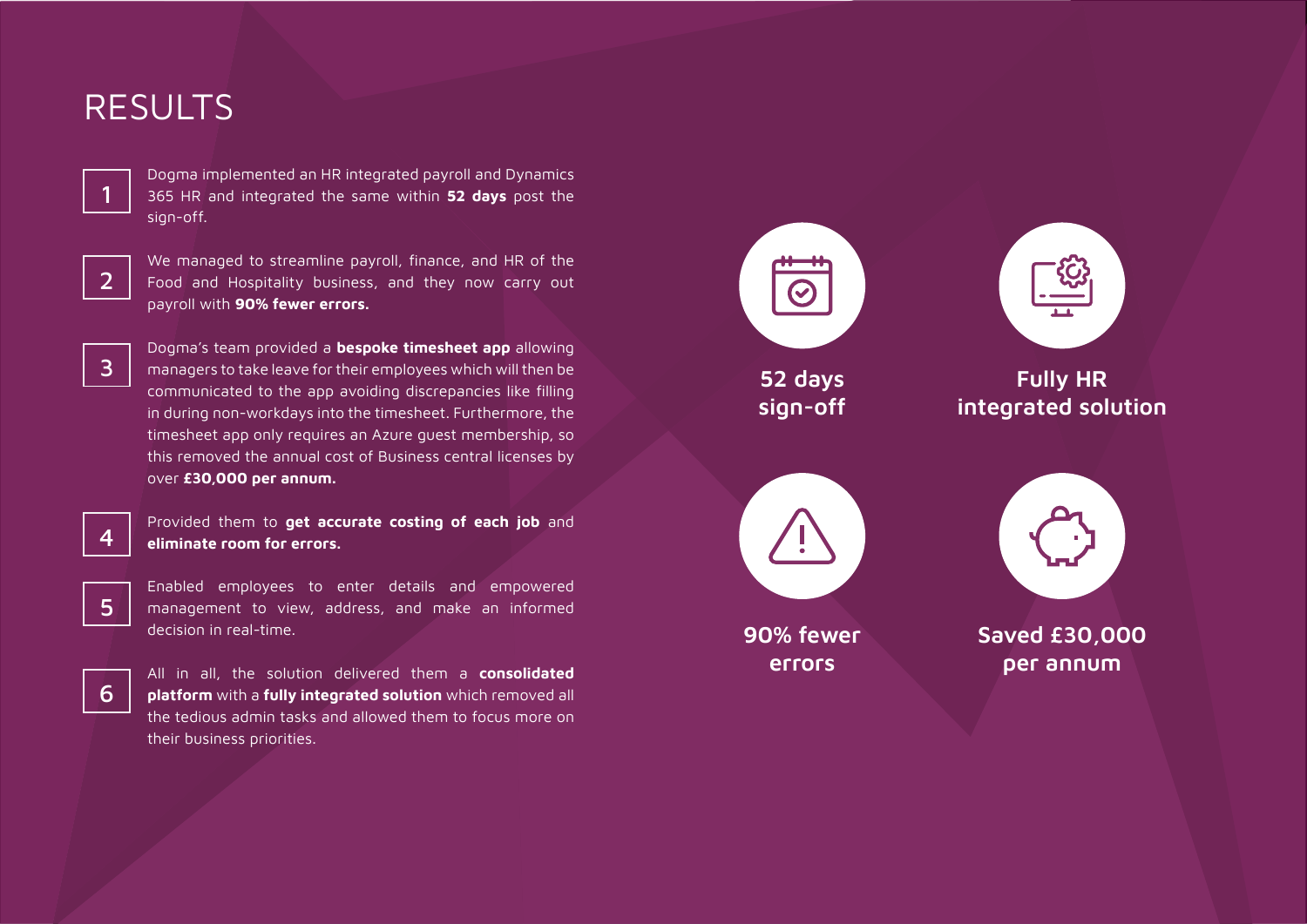# RESULTS

1. Dogma implemented an HR integrated payroll and Dynamics 365 HR and integrated the same within **52 days** post the sign-off.

2. We managed to streamline payroll, finance, and HR of the Food and Hospitality business, and they now carry out payroll with **90% fewer errors.**

3. Dogma's team provided a **bespoke timesheet app** allowing managers to take leave for their employees which will then be communicated to the app avoiding discrepancies like filling in during non-workdays into the timesheet. Furthermore, the timesheet app only requires an Azure guest membership, so this removed the annual cost of Business central licenses by over **£30,000 per annum.**

4. Provided them to **get accurate costing of each job** and **eliminate room for errors.**

5. Enabled employees to enter details and empowered management to view, address, and make an informed decision in real-time.

6. All in all, the solution delivered them a **consolidated platform** with a **fully integrated solution** which removed all the tedious admin tasks and allowed them to focus more on their business priorities.

**52 days sign-off**

**Fully HR integrated solution**

**90% fewer errors**

**Saved £30,000 per annum**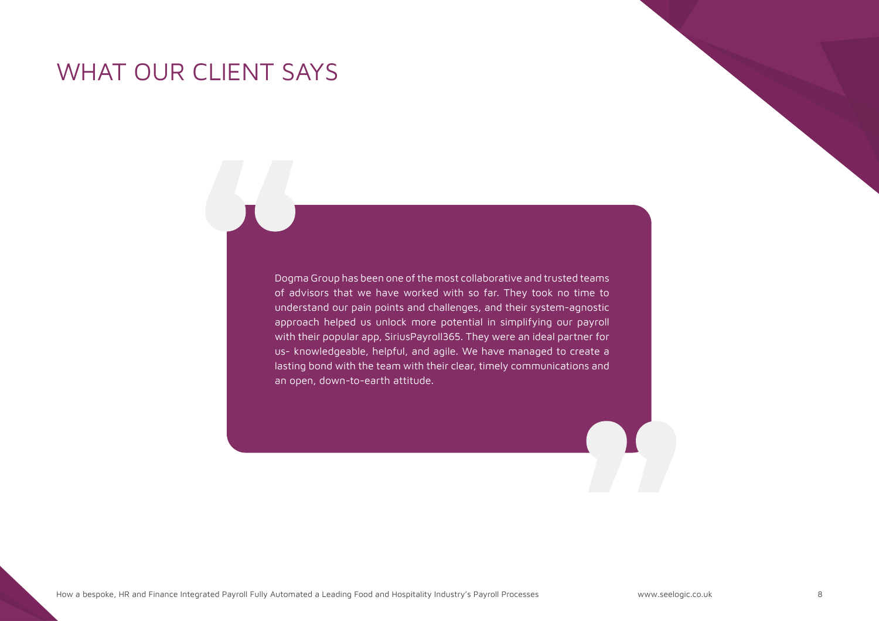# WHAT OUR CLIENT SAYS

Dogma Group has been one of the most collaborative and trusted teams of advisors that we have worked with so far. They took no time to understand our pain points and challenges, and their system-agnostic approach helped us unlock more potential in simplifying our payroll with their popular app, SiriusPayroll365. They were an ideal partner for us- knowledgeable, helpful, and agile. We have managed to create a lasting bond with the team with their clear, timely communications and an open, down-to-earth attitude.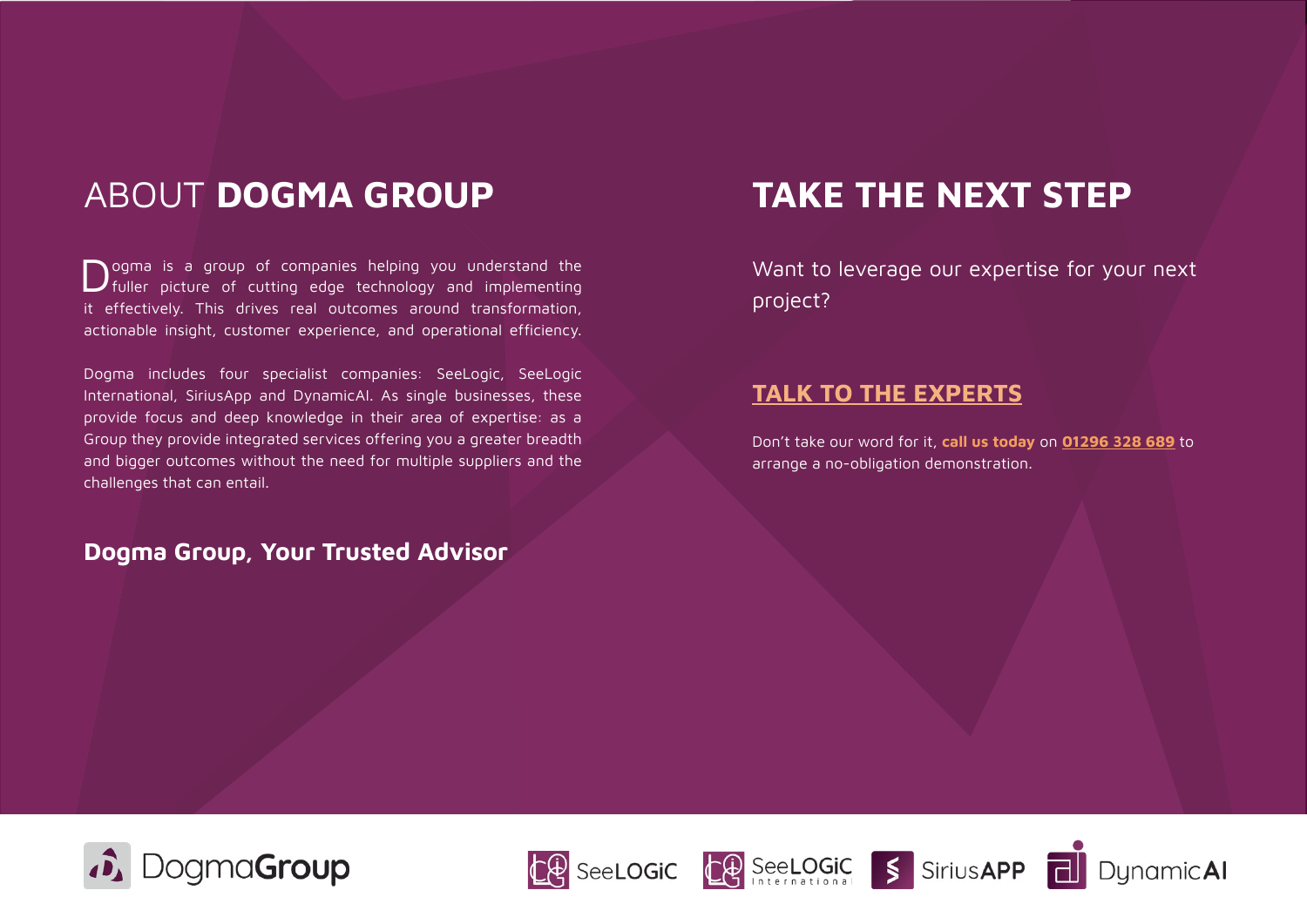## ABOUT **DOGMA GROUP**

Dogma is a group of companies helping you understand the fuller picture of cutting edge technology and implementing it effectively. This drives real outcomes around transformation, actionable insight, customer experience, and operational efficiency.

Dogma includes four specialist companies: SeeLogic, SeeLogic International, SiriusApp and DynamicAI. As single businesses, these provide focus and deep knowledge in their area of expertise: as a Group they provide integrated services offering you a greater breadth and bigger outcomes without the need for multiple suppliers and the challenges that can entail.

**Dogma Group, Your Trusted Advisor**

## TAKE THE NEXT STEP

Want to leverage our expertise for your next project?

**TALK TO THE EXPERTS**

Don't take our word for it, **call us today** on **01296 328 689** to arrange a no-obligation demonstration.

DogmaGroup

SeeLOGiC

SeeLOGiC International

SiriusAPP

DynamicAI